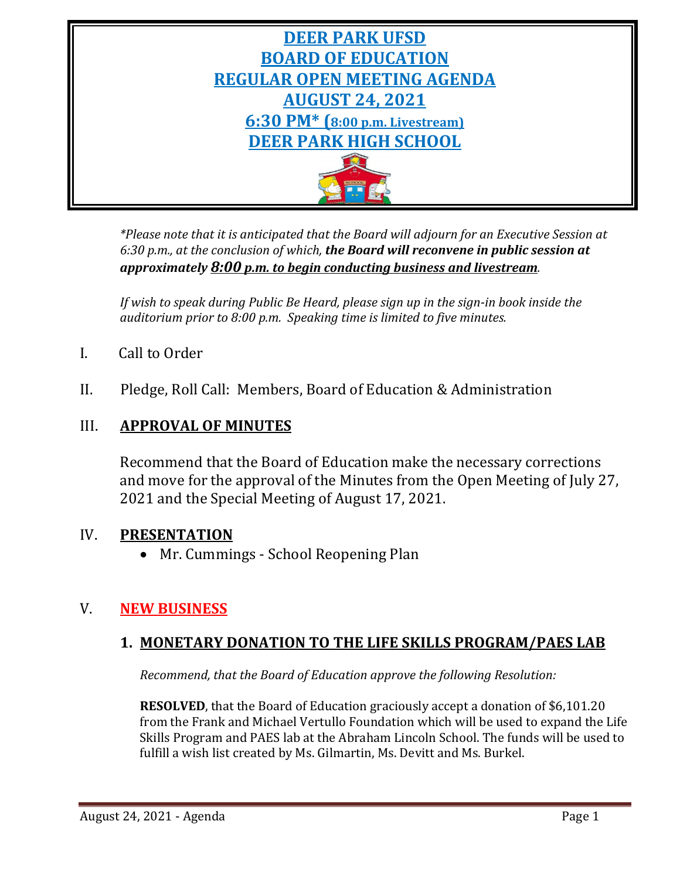# DEER PARK UFSD
# BOARD OF EDUCATION
# REGULAR OPEN MEETING AGENDA
# AUGUST 24, 2021
## 6:30 PM* (8:00 p.m. Livestream)
# DEER PARK HIGH SCHOOL

*\*Please note that it is anticipated that the Board will adjourn for an Executive Session at 6:30 p.m., at the conclusion of which,* ***the Board will reconvene in public session at approximately 8:00 p.m. to begin conducting business and livestream****.*

*If wish to speak during Public Be Heard, please sign up in the sign-in book inside the auditorium prior to 8:00 p.m. Speaking time is limited to five minutes.*

I. Call to Order

II. Pledge, Roll Call: Members, Board of Education & Administration

## III. APPROVAL OF MINUTES

Recommend that the Board of Education make the necessary corrections and move for the approval of the Minutes from the Open Meeting of July 27, 2021 and the Special Meeting of August 17, 2021.

## IV. PRESENTATION

- Mr. Cummings - School Reopening Plan

## V. NEW BUSINESS

### 1. MONETARY DONATION TO THE LIFE SKILLS PROGRAM/PAES LAB

*Recommend, that the Board of Education approve the following Resolution:*

**RESOLVED**, that the Board of Education graciously accept a donation of $6,101.20 from the Frank and Michael Vertullo Foundation which will be used to expand the Life Skills Program and PAES lab at the Abraham Lincoln School. The funds will be used to fulfill a wish list created by Ms. Gilmartin, Ms. Devitt and Ms. Burkel.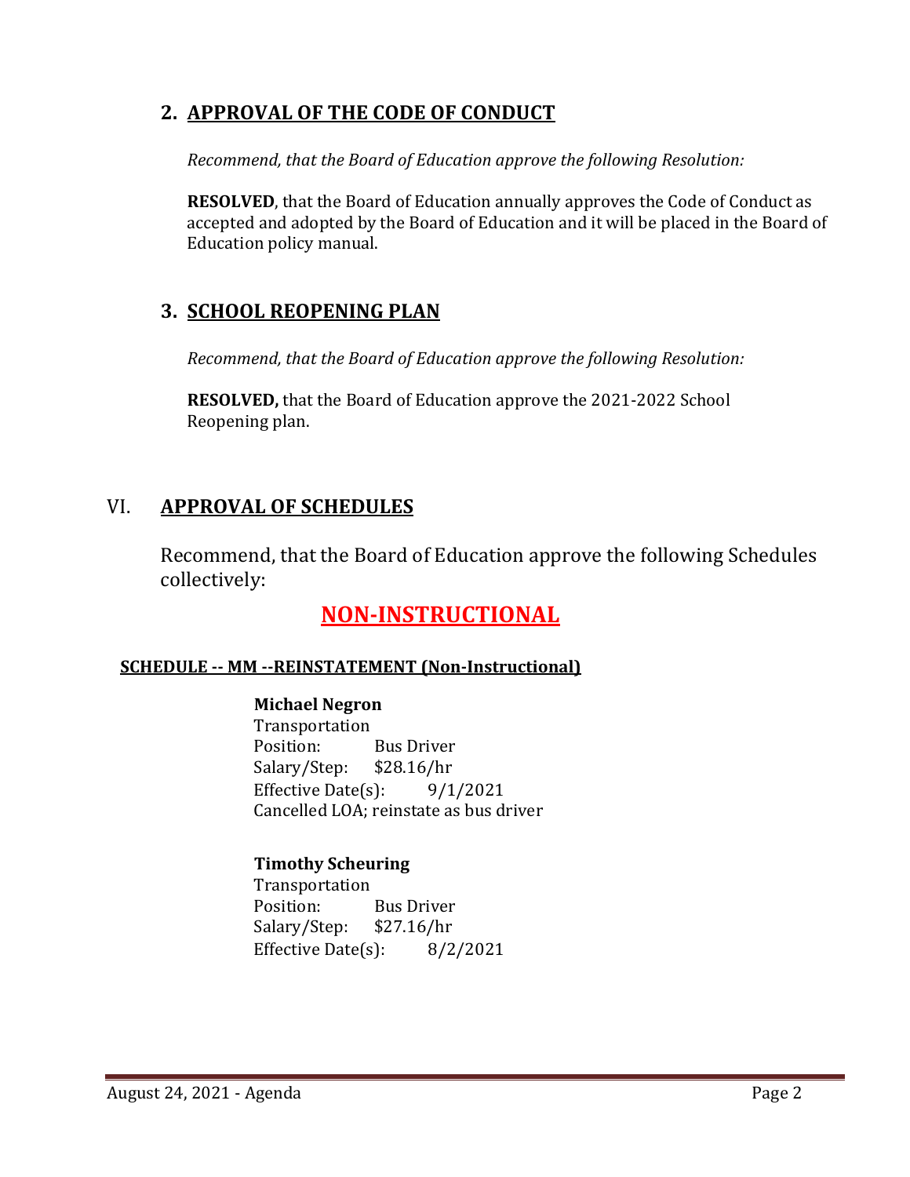## 2. APPROVAL OF THE CODE OF CONDUCT

*Recommend, that the Board of Education approve the following Resolution:*

**RESOLVED**, that the Board of Education annually approves the Code of Conduct as accepted and adopted by the Board of Education and it will be placed in the Board of Education policy manual.

## 3. SCHOOL REOPENING PLAN

*Recommend, that the Board of Education approve the following Resolution:*

**RESOLVED,** that the Board of Education approve the 2021-2022 School Reopening plan.

# VI. APPROVAL OF SCHEDULES

Recommend, that the Board of Education approve the following Schedules collectively:

## NON-INSTRUCTIONAL

### SCHEDULE -- MM --REINSTATEMENT (Non-Instructional)

**Michael Negron**
Transportation
Position: Bus Driver
Salary/Step: $28.16/hr
Effective Date(s): 9/1/2021
Cancelled LOA; reinstate as bus driver

**Timothy Scheuring**
Transportation
Position: Bus Driver
Salary/Step: $27.16/hr
Effective Date(s): 8/2/2021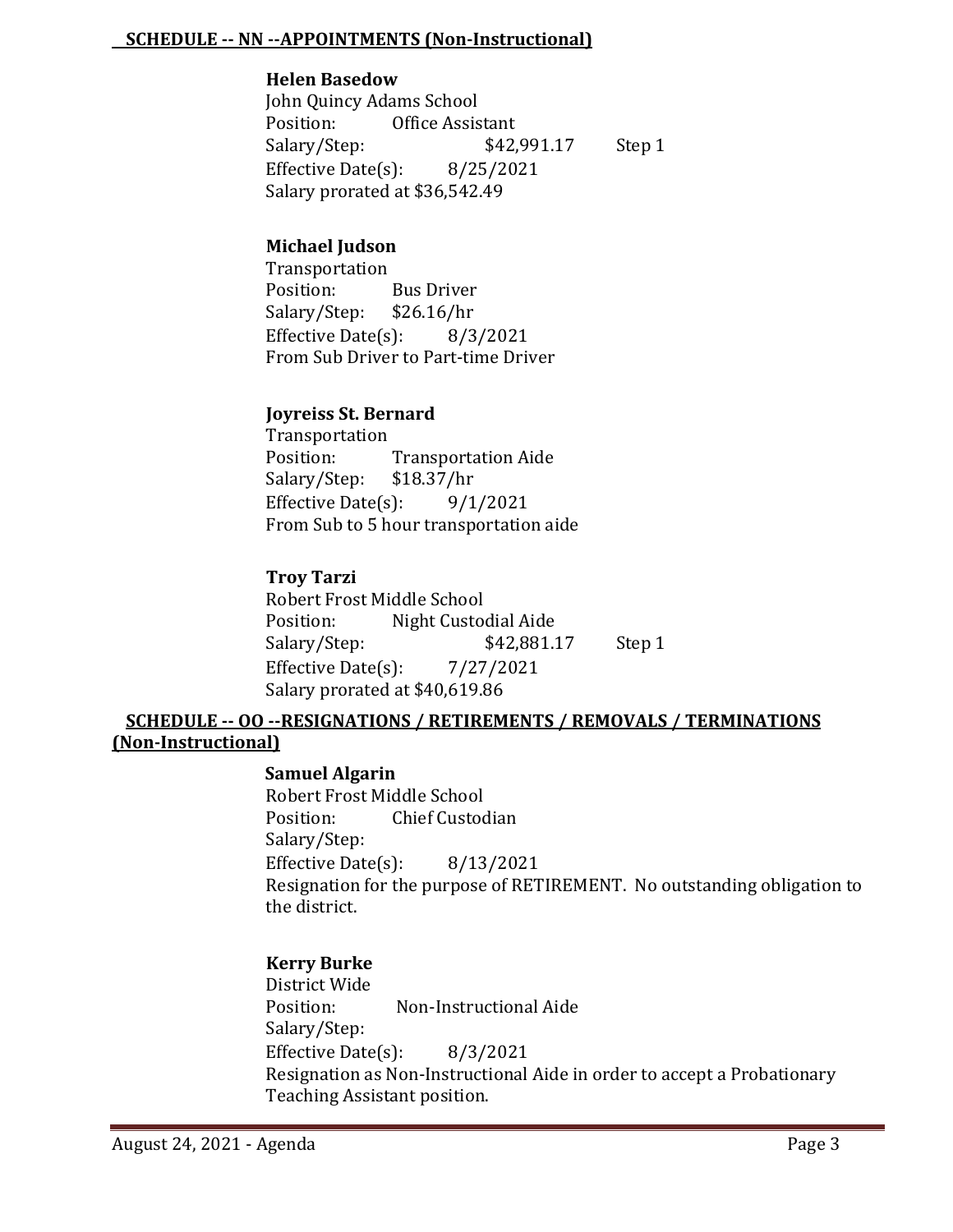## SCHEDULE -- NN --APPOINTMENTS (Non-Instructional)

**Helen Basedow**
John Quincy Adams School
Position: Office Assistant
Salary/Step: $42,991.17 Step 1
Effective Date(s): 8/25/2021
Salary prorated at $36,542.49

**Michael Judson**
Transportation
Position: Bus Driver
Salary/Step: $26.16/hr
Effective Date(s): 8/3/2021
From Sub Driver to Part-time Driver

**Joyreiss St. Bernard**
Transportation
Position: Transportation Aide
Salary/Step: $18.37/hr
Effective Date(s): 9/1/2021
From Sub to 5 hour transportation aide

**Troy Tarzi**
Robert Frost Middle School
Position: Night Custodial Aide
Salary/Step: $42,881.17 Step 1
Effective Date(s): 7/27/2021
Salary prorated at $40,619.86

## SCHEDULE -- OO --RESIGNATIONS / RETIREMENTS / REMOVALS / TERMINATIONS (Non-Instructional)

**Samuel Algarin**
Robert Frost Middle School
Position: Chief Custodian
Salary/Step:
Effective Date(s): 8/13/2021
Resignation for the purpose of RETIREMENT. No outstanding obligation to the district.

**Kerry Burke**
District Wide
Position: Non-Instructional Aide
Salary/Step:
Effective Date(s): 8/3/2021
Resignation as Non-Instructional Aide in order to accept a Probationary Teaching Assistant position.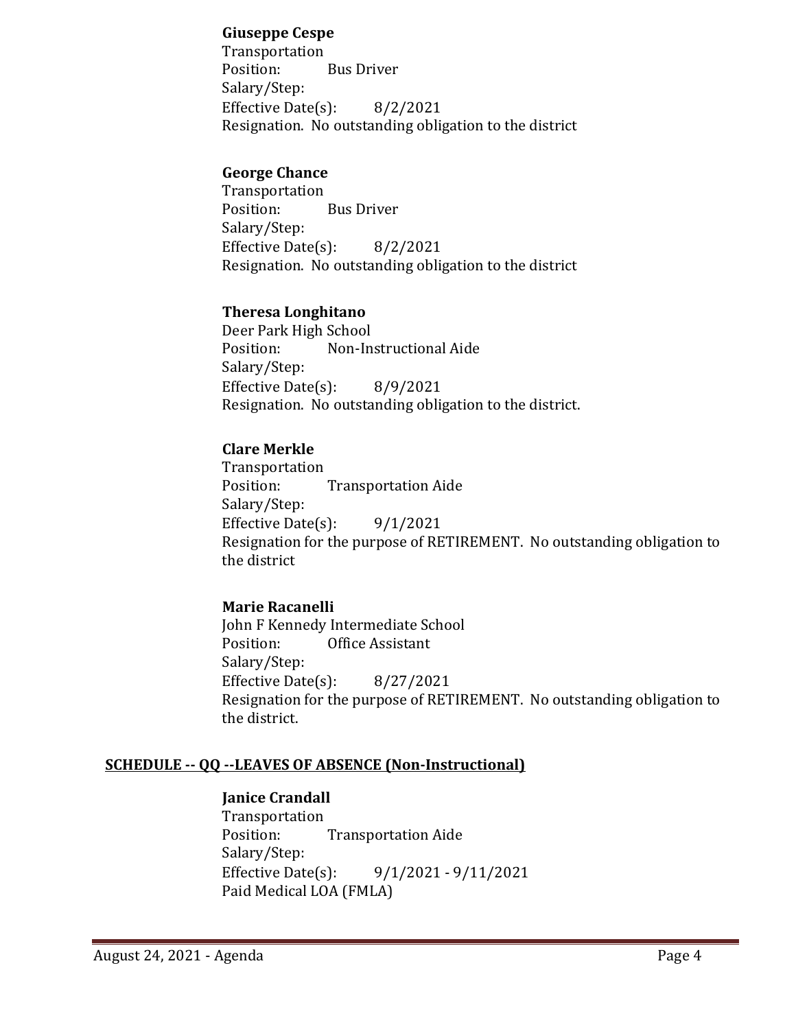**Giuseppe Cespe**
Transportation
Position: Bus Driver
Salary/Step:
Effective Date(s): 8/2/2021
Resignation. No outstanding obligation to the district

**George Chance**
Transportation
Position: Bus Driver
Salary/Step:
Effective Date(s): 8/2/2021
Resignation. No outstanding obligation to the district

**Theresa Longhitano**
Deer Park High School
Position: Non-Instructional Aide
Salary/Step:
Effective Date(s): 8/9/2021
Resignation. No outstanding obligation to the district.

**Clare Merkle**
Transportation
Position: Transportation Aide
Salary/Step:
Effective Date(s): 9/1/2021
Resignation for the purpose of RETIREMENT. No outstanding obligation to the district

**Marie Racanelli**
John F Kennedy Intermediate School
Position: Office Assistant
Salary/Step:
Effective Date(s): 8/27/2021
Resignation for the purpose of RETIREMENT. No outstanding obligation to the district.

## SCHEDULE -- QQ --LEAVES OF ABSENCE (Non-Instructional)

**Janice Crandall**
Transportation
Position: Transportation Aide
Salary/Step:
Effective Date(s): 9/1/2021 - 9/11/2021
Paid Medical LOA (FMLA)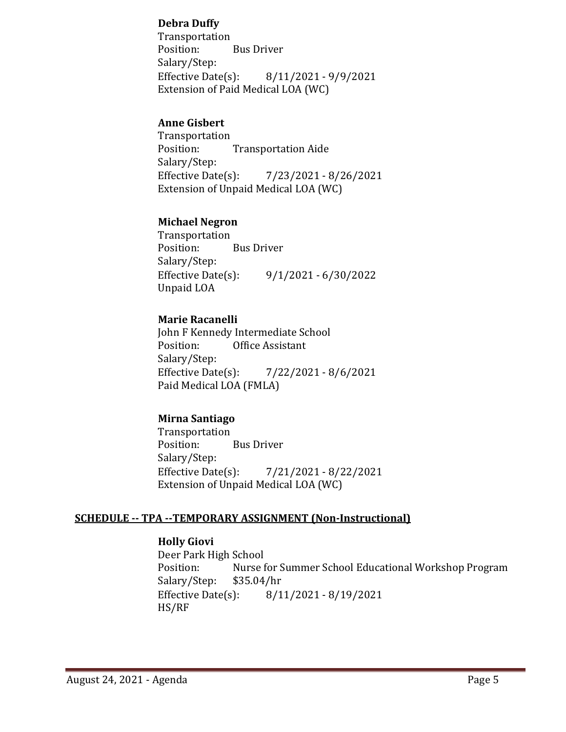**Debra Duffy**
Transportation
Position: Bus Driver
Salary/Step:
Effective Date(s): 8/11/2021 - 9/9/2021
Extension of Paid Medical LOA (WC)

**Anne Gisbert**
Transportation
Position: Transportation Aide
Salary/Step:
Effective Date(s): 7/23/2021 - 8/26/2021
Extension of Unpaid Medical LOA (WC)

**Michael Negron**
Transportation
Position: Bus Driver
Salary/Step:
Effective Date(s): 9/1/2021 - 6/30/2022
Unpaid LOA

**Marie Racanelli**
John F Kennedy Intermediate School
Position: Office Assistant
Salary/Step:
Effective Date(s): 7/22/2021 - 8/6/2021
Paid Medical LOA (FMLA)

**Mirna Santiago**
Transportation
Position: Bus Driver
Salary/Step:
Effective Date(s): 7/21/2021 - 8/22/2021
Extension of Unpaid Medical LOA (WC)

## SCHEDULE -- TPA --TEMPORARY ASSIGNMENT (Non-Instructional)

**Holly Giovi**
Deer Park High School
Position: Nurse for Summer School Educational Workshop Program
Salary/Step: $35.04/hr
Effective Date(s): 8/11/2021 - 8/19/2021
HS/RF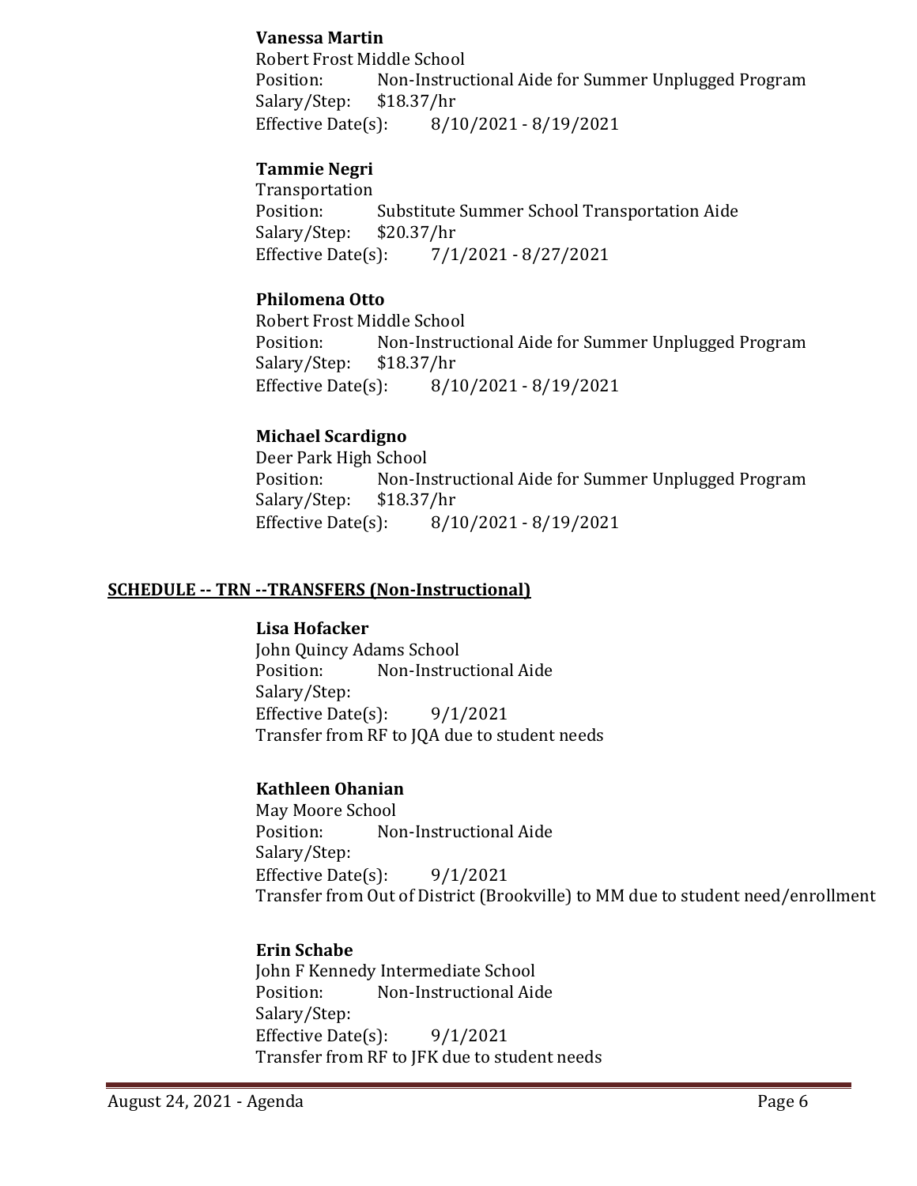**Vanessa Martin**
Robert Frost Middle School
Position: Non-Instructional Aide for Summer Unplugged Program
Salary/Step: $18.37/hr
Effective Date(s): 8/10/2021 - 8/19/2021

**Tammie Negri**
Transportation
Position: Substitute Summer School Transportation Aide
Salary/Step: $20.37/hr
Effective Date(s): 7/1/2021 - 8/27/2021

**Philomena Otto**
Robert Frost Middle School
Position: Non-Instructional Aide for Summer Unplugged Program
Salary/Step: $18.37/hr
Effective Date(s): 8/10/2021 - 8/19/2021

**Michael Scardigno**
Deer Park High School
Position: Non-Instructional Aide for Summer Unplugged Program
Salary/Step: $18.37/hr
Effective Date(s): 8/10/2021 - 8/19/2021

## SCHEDULE -- TRN --TRANSFERS (Non-Instructional)

**Lisa Hofacker**
John Quincy Adams School
Position: Non-Instructional Aide
Salary/Step:
Effective Date(s): 9/1/2021
Transfer from RF to JQA due to student needs

**Kathleen Ohanian**
May Moore School
Position: Non-Instructional Aide
Salary/Step:
Effective Date(s): 9/1/2021
Transfer from Out of District (Brookville) to MM due to student need/enrollment

**Erin Schabe**
John F Kennedy Intermediate School
Position: Non-Instructional Aide
Salary/Step:
Effective Date(s): 9/1/2021
Transfer from RF to JFK due to student needs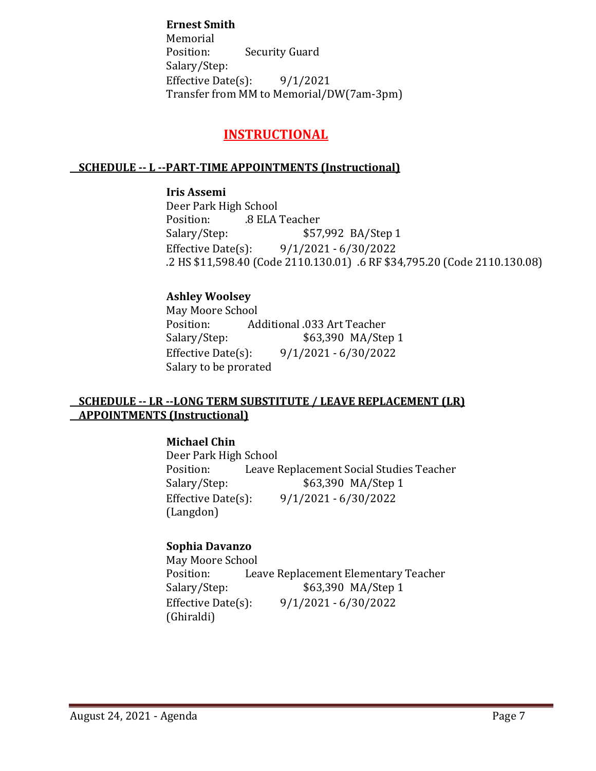**Ernest Smith**
Memorial
Position: Security Guard
Salary/Step:
Effective Date(s): 9/1/2021
Transfer from MM to Memorial/DW(7am-3pm)

# INSTRUCTIONAL

## SCHEDULE -- L --PART-TIME APPOINTMENTS (Instructional)

**Iris Assemi**
Deer Park High School
Position: .8 ELA Teacher
Salary/Step: $57,992 BA/Step 1
Effective Date(s): 9/1/2021 - 6/30/2022
.2 HS $11,598.40 (Code 2110.130.01) .6 RF $34,795.20 (Code 2110.130.08)

**Ashley Woolsey**
May Moore School
Position: Additional .033 Art Teacher
Salary/Step: $63,390 MA/Step 1
Effective Date(s): 9/1/2021 - 6/30/2022
Salary to be prorated

## SCHEDULE -- LR --LONG TERM SUBSTITUTE / LEAVE REPLACEMENT (LR) APPOINTMENTS (Instructional)

**Michael Chin**
Deer Park High School
Position: Leave Replacement Social Studies Teacher
Salary/Step: $63,390 MA/Step 1
Effective Date(s): 9/1/2021 - 6/30/2022
(Langdon)

**Sophia Davanzo**
May Moore School
Position: Leave Replacement Elementary Teacher
Salary/Step: $63,390 MA/Step 1
Effective Date(s): 9/1/2021 - 6/30/2022
(Ghiraldi)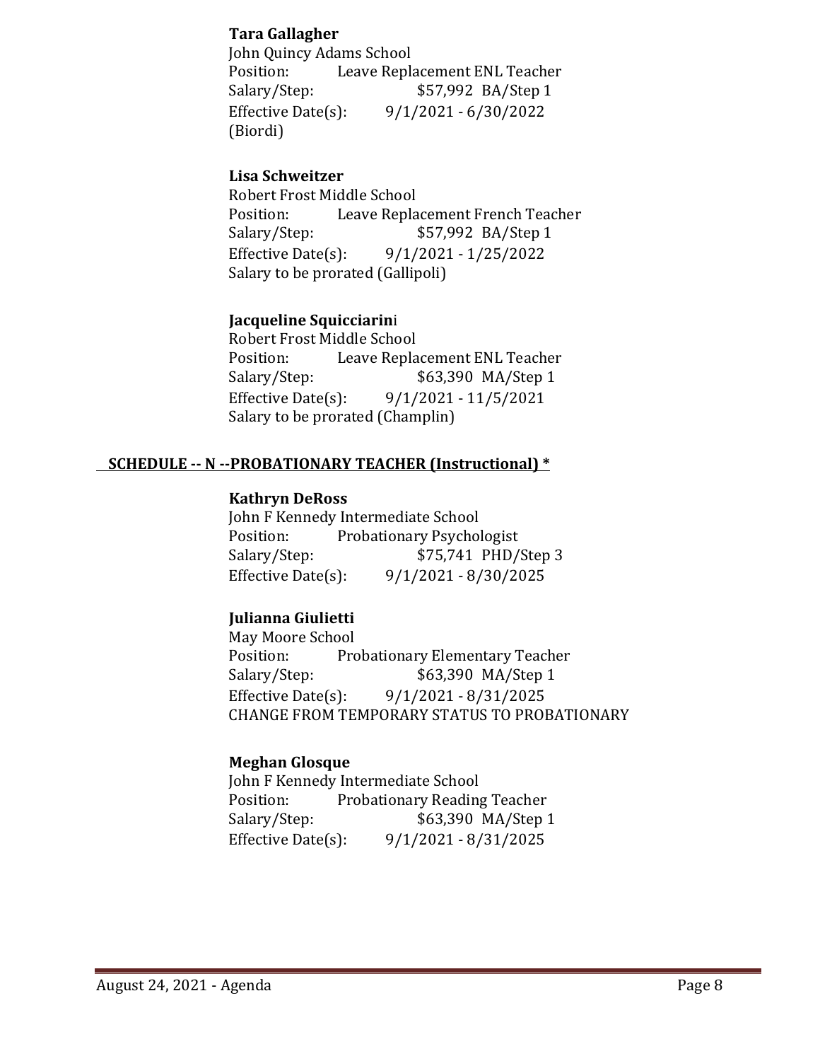**Tara Gallagher**
John Quincy Adams School
Position: Leave Replacement ENL Teacher
Salary/Step: $57,992 BA/Step 1
Effective Date(s): 9/1/2021 - 6/30/2022
(Biordi)

**Lisa Schweitzer**
Robert Frost Middle School
Position: Leave Replacement French Teacher
Salary/Step: $57,992 BA/Step 1
Effective Date(s): 9/1/2021 - 1/25/2022
Salary to be prorated (Gallipoli)

**Jacqueline Squicciarini**
Robert Frost Middle School
Position: Leave Replacement ENL Teacher
Salary/Step: $63,390 MA/Step 1
Effective Date(s): 9/1/2021 - 11/5/2021
Salary to be prorated (Champlin)

**SCHEDULE -- N --PROBATIONARY TEACHER (Instructional) ***

**Kathryn DeRoss**
John F Kennedy Intermediate School
Position: Probationary Psychologist
Salary/Step: $75,741 PHD/Step 3
Effective Date(s): 9/1/2021 - 8/30/2025

**Julianna Giulietti**
May Moore School
Position: Probationary Elementary Teacher
Salary/Step: $63,390 MA/Step 1
Effective Date(s): 9/1/2021 - 8/31/2025
CHANGE FROM TEMPORARY STATUS TO PROBATIONARY

**Meghan Glosque**
John F Kennedy Intermediate School
Position: Probationary Reading Teacher
Salary/Step: $63,390 MA/Step 1
Effective Date(s): 9/1/2021 - 8/31/2025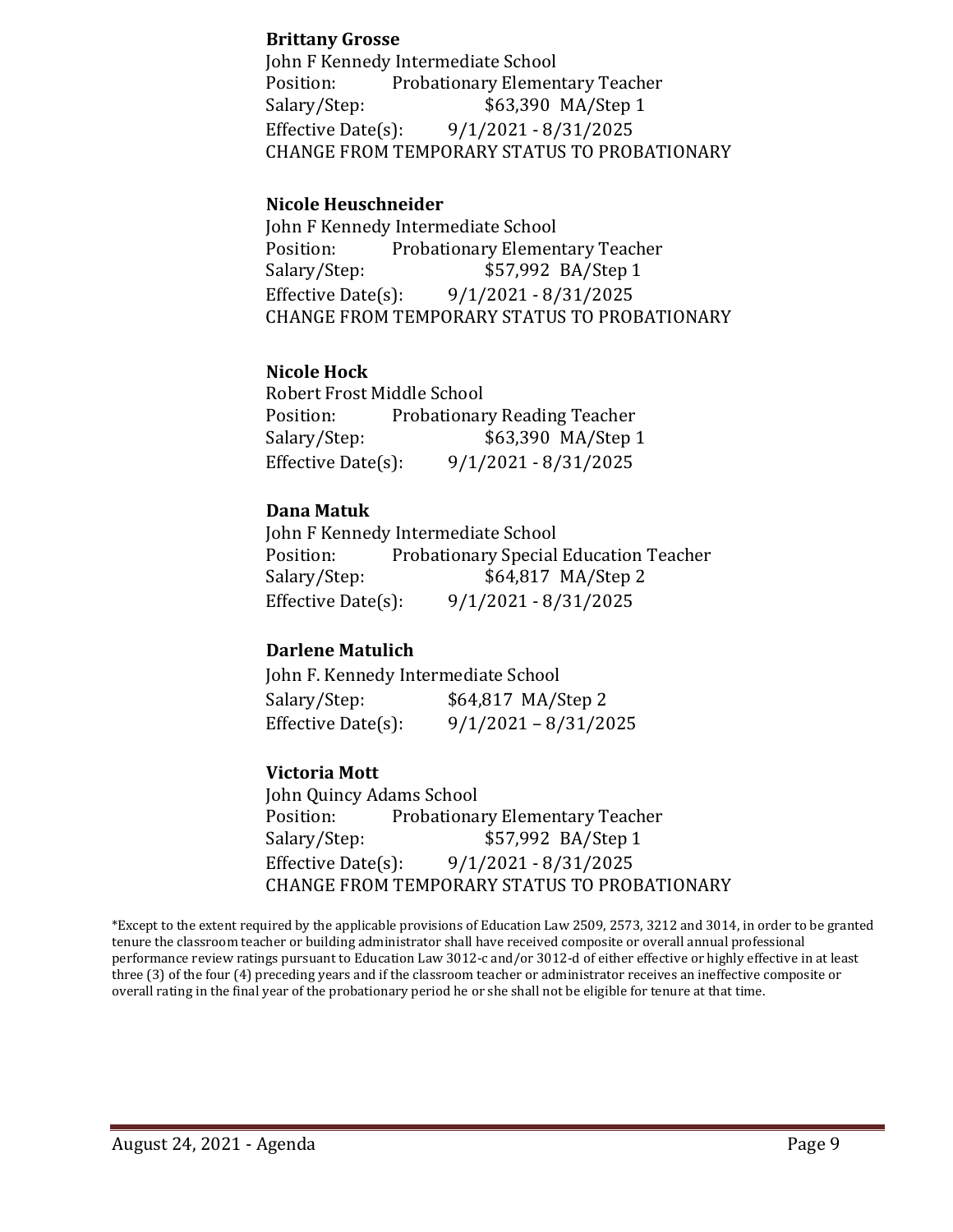**Brittany Grosse**
John F Kennedy Intermediate School
Position: Probationary Elementary Teacher
Salary/Step: $63,390 MA/Step 1
Effective Date(s): 9/1/2021 - 8/31/2025
CHANGE FROM TEMPORARY STATUS TO PROBATIONARY

**Nicole Heuschneider**
John F Kennedy Intermediate School
Position: Probationary Elementary Teacher
Salary/Step: $57,992 BA/Step 1
Effective Date(s): 9/1/2021 - 8/31/2025
CHANGE FROM TEMPORARY STATUS TO PROBATIONARY

**Nicole Hock**
Robert Frost Middle School
Position: Probationary Reading Teacher
Salary/Step: $63,390 MA/Step 1
Effective Date(s): 9/1/2021 - 8/31/2025

**Dana Matuk**
John F Kennedy Intermediate School
Position: Probationary Special Education Teacher
Salary/Step: $64,817 MA/Step 2
Effective Date(s): 9/1/2021 - 8/31/2025

**Darlene Matulich**
John F. Kennedy Intermediate School
Salary/Step: $64,817 MA/Step 2
Effective Date(s): 9/1/2021 – 8/31/2025

**Victoria Mott**
John Quincy Adams School
Position: Probationary Elementary Teacher
Salary/Step: $57,992 BA/Step 1
Effective Date(s): 9/1/2021 - 8/31/2025
CHANGE FROM TEMPORARY STATUS TO PROBATIONARY

*Except to the extent required by the applicable provisions of Education Law 2509, 2573, 3212 and 3014, in order to be granted tenure the classroom teacher or building administrator shall have received composite or overall annual professional performance review ratings pursuant to Education Law 3012-c and/or 3012-d of either effective or highly effective in at least three (3) of the four (4) preceding years and if the classroom teacher or administrator receives an ineffective composite or overall rating in the final year of the probationary period he or she shall not be eligible for tenure at that time.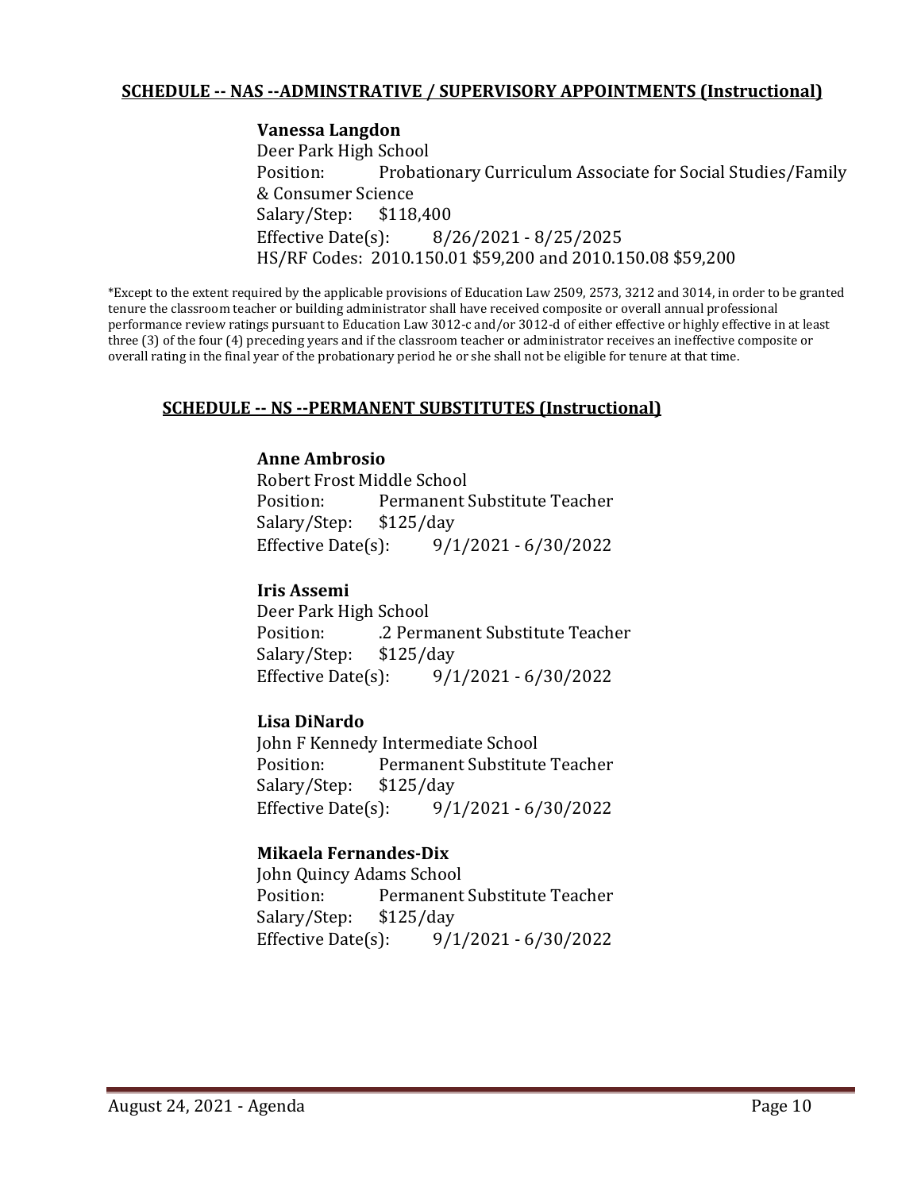## SCHEDULE -- NAS --ADMINSTRATIVE / SUPERVISORY APPOINTMENTS (Instructional)

**Vanessa Langdon**
Deer Park High School
Position: Probationary Curriculum Associate for Social Studies/Family & Consumer Science
Salary/Step: $118,400
Effective Date(s): 8/26/2021 - 8/25/2025
HS/RF Codes: 2010.150.01 $59,200 and 2010.150.08 $59,200

*Except to the extent required by the applicable provisions of Education Law 2509, 2573, 3212 and 3014, in order to be granted tenure the classroom teacher or building administrator shall have received composite or overall annual professional performance review ratings pursuant to Education Law 3012-c and/or 3012-d of either effective or highly effective in at least three (3) of the four (4) preceding years and if the classroom teacher or administrator receives an ineffective composite or overall rating in the final year of the probationary period he or she shall not be eligible for tenure at that time.

## SCHEDULE -- NS --PERMANENT SUBSTITUTES (Instructional)

**Anne Ambrosio**
Robert Frost Middle School
Position: Permanent Substitute Teacher
Salary/Step: $125/day
Effective Date(s): 9/1/2021 - 6/30/2022

**Iris Assemi**
Deer Park High School
Position: .2 Permanent Substitute Teacher
Salary/Step: $125/day
Effective Date(s): 9/1/2021 - 6/30/2022

**Lisa DiNardo**
John F Kennedy Intermediate School
Position: Permanent Substitute Teacher
Salary/Step: $125/day
Effective Date(s): 9/1/2021 - 6/30/2022

**Mikaela Fernandes-Dix**
John Quincy Adams School
Position: Permanent Substitute Teacher
Salary/Step: $125/day
Effective Date(s): 9/1/2021 - 6/30/2022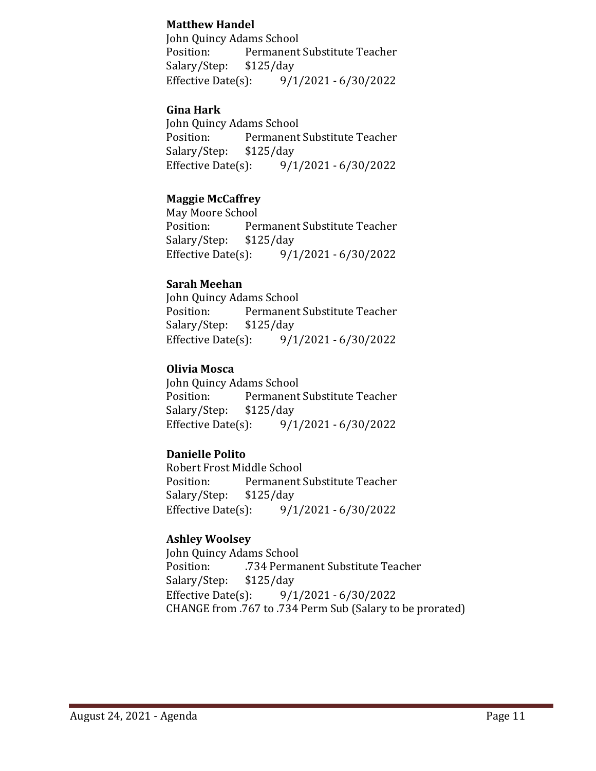**Matthew Handel**
John Quincy Adams School
Position: Permanent Substitute Teacher
Salary/Step: $125/day
Effective Date(s): 9/1/2021 - 6/30/2022

**Gina Hark**
John Quincy Adams School
Position: Permanent Substitute Teacher
Salary/Step: $125/day
Effective Date(s): 9/1/2021 - 6/30/2022

**Maggie McCaffrey**
May Moore School
Position: Permanent Substitute Teacher
Salary/Step: $125/day
Effective Date(s): 9/1/2021 - 6/30/2022

**Sarah Meehan**
John Quincy Adams School
Position: Permanent Substitute Teacher
Salary/Step: $125/day
Effective Date(s): 9/1/2021 - 6/30/2022

**Olivia Mosca**
John Quincy Adams School
Position: Permanent Substitute Teacher
Salary/Step: $125/day
Effective Date(s): 9/1/2021 - 6/30/2022

**Danielle Polito**
Robert Frost Middle School
Position: Permanent Substitute Teacher
Salary/Step: $125/day
Effective Date(s): 9/1/2021 - 6/30/2022

**Ashley Woolsey**
John Quincy Adams School
Position: .734 Permanent Substitute Teacher
Salary/Step: $125/day
Effective Date(s): 9/1/2021 - 6/30/2022
CHANGE from .767 to .734 Perm Sub (Salary to be prorated)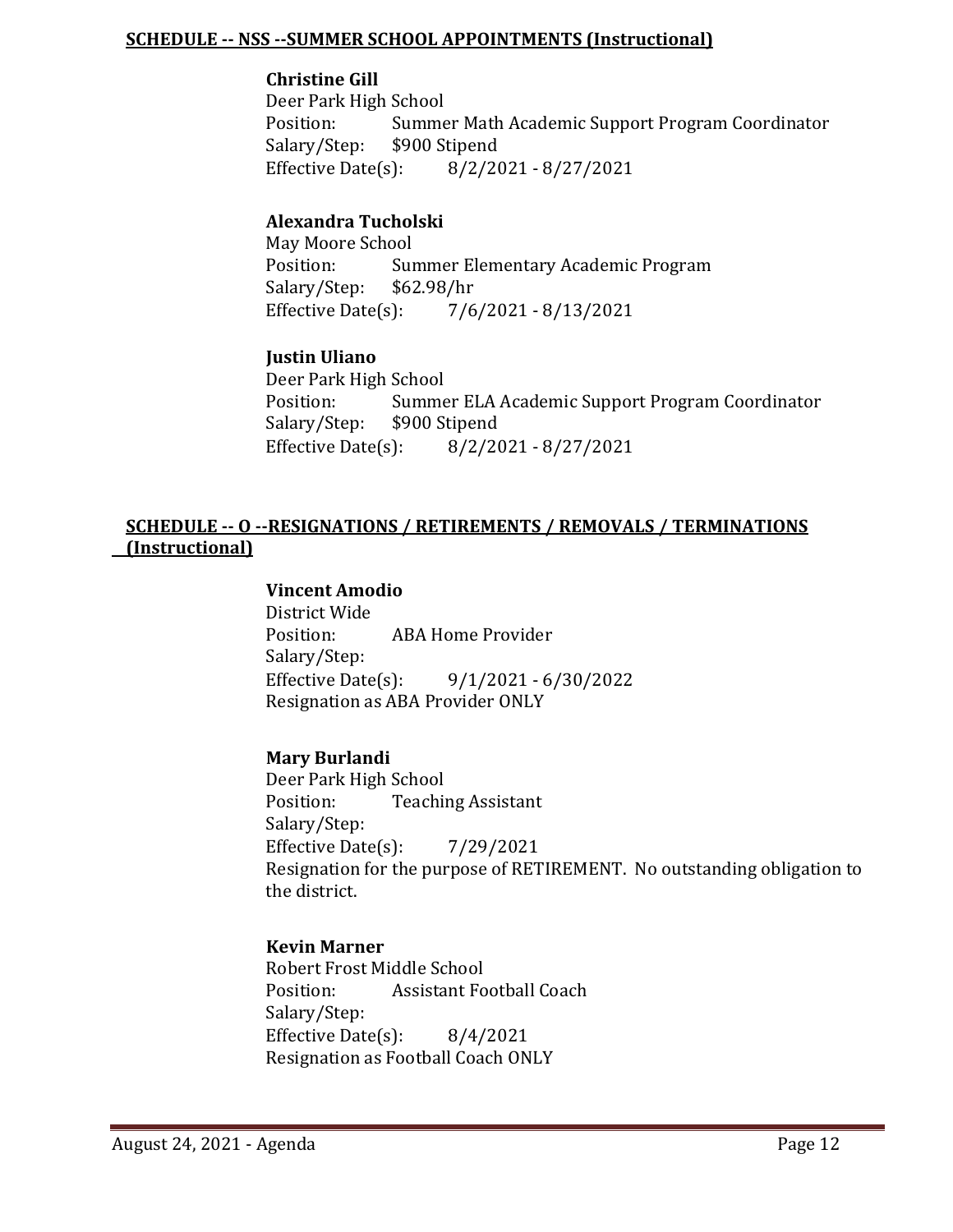**SCHEDULE -- NSS --SUMMER SCHOOL APPOINTMENTS (Instructional)**

**Christine Gill**
Deer Park High School
Position: Summer Math Academic Support Program Coordinator
Salary/Step: $900 Stipend
Effective Date(s): 8/2/2021 - 8/27/2021

**Alexandra Tucholski**
May Moore School
Position: Summer Elementary Academic Program
Salary/Step: $62.98/hr
Effective Date(s): 7/6/2021 - 8/13/2021

**Justin Uliano**
Deer Park High School
Position: Summer ELA Academic Support Program Coordinator
Salary/Step: $900 Stipend
Effective Date(s): 8/2/2021 - 8/27/2021

**SCHEDULE -- O --RESIGNATIONS / RETIREMENTS / REMOVALS / TERMINATIONS (Instructional)**

**Vincent Amodio**
District Wide
Position: ABA Home Provider
Salary/Step:
Effective Date(s): 9/1/2021 - 6/30/2022
Resignation as ABA Provider ONLY

**Mary Burlandi**
Deer Park High School
Position: Teaching Assistant
Salary/Step:
Effective Date(s): 7/29/2021
Resignation for the purpose of RETIREMENT. No outstanding obligation to the district.

**Kevin Marner**
Robert Frost Middle School
Position: Assistant Football Coach
Salary/Step:
Effective Date(s): 8/4/2021
Resignation as Football Coach ONLY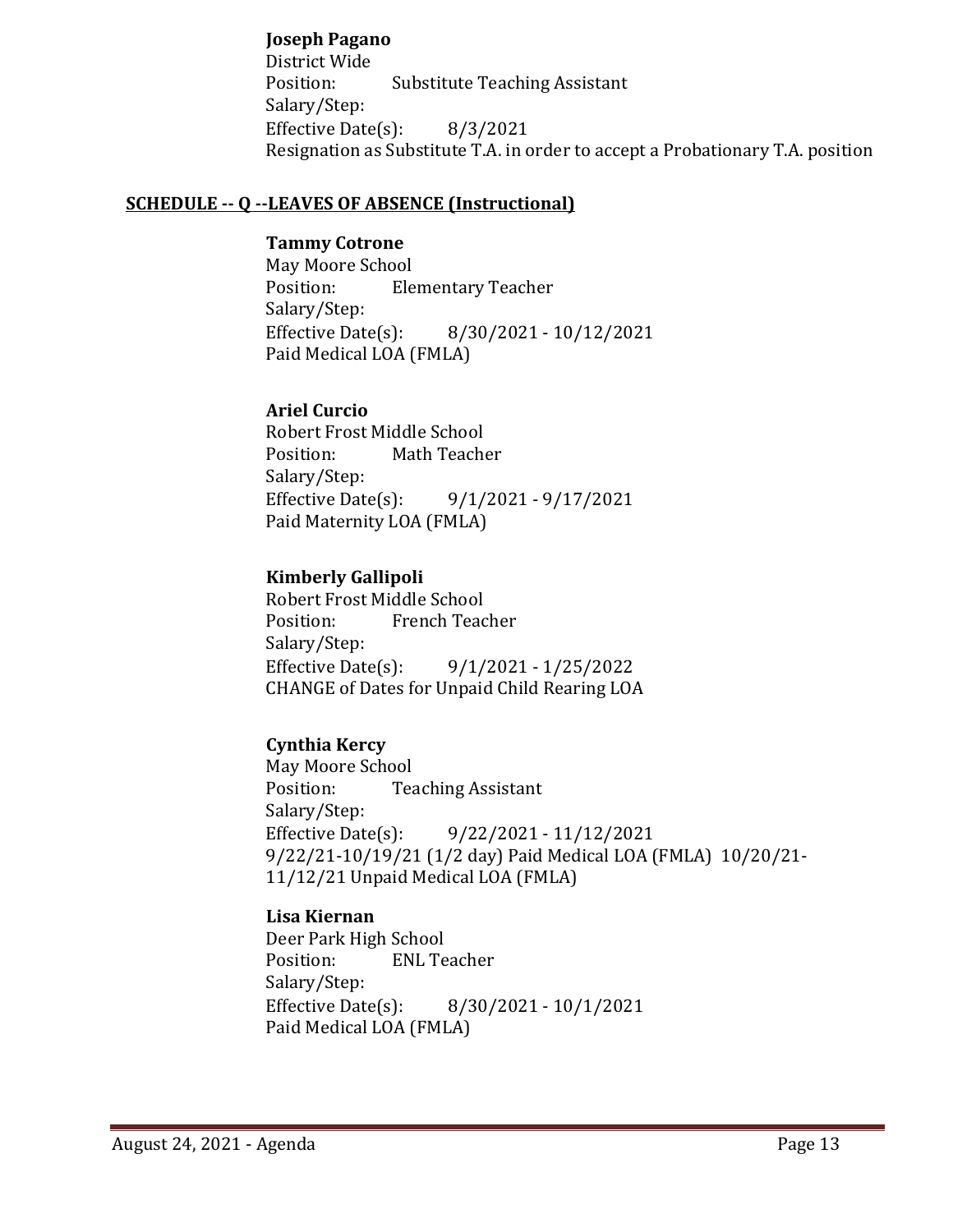**Joseph Pagano**
District Wide
Position: Substitute Teaching Assistant
Salary/Step:
Effective Date(s): 8/3/2021
Resignation as Substitute T.A. in order to accept a Probationary T.A. position

## SCHEDULE -- Q --LEAVES OF ABSENCE (Instructional)

**Tammy Cotrone**
May Moore School
Position: Elementary Teacher
Salary/Step:
Effective Date(s): 8/30/2021 - 10/12/2021
Paid Medical LOA (FMLA)

**Ariel Curcio**
Robert Frost Middle School
Position: Math Teacher
Salary/Step:
Effective Date(s): 9/1/2021 - 9/17/2021
Paid Maternity LOA (FMLA)

**Kimberly Gallipoli**
Robert Frost Middle School
Position: French Teacher
Salary/Step:
Effective Date(s): 9/1/2021 - 1/25/2022
CHANGE of Dates for Unpaid Child Rearing LOA

**Cynthia Kercy**
May Moore School
Position: Teaching Assistant
Salary/Step:
Effective Date(s): 9/22/2021 - 11/12/2021
9/22/21-10/19/21 (1/2 day) Paid Medical LOA (FMLA) 10/20/21-11/12/21 Unpaid Medical LOA (FMLA)

**Lisa Kiernan**
Deer Park High School
Position: ENL Teacher
Salary/Step:
Effective Date(s): 8/30/2021 - 10/1/2021
Paid Medical LOA (FMLA)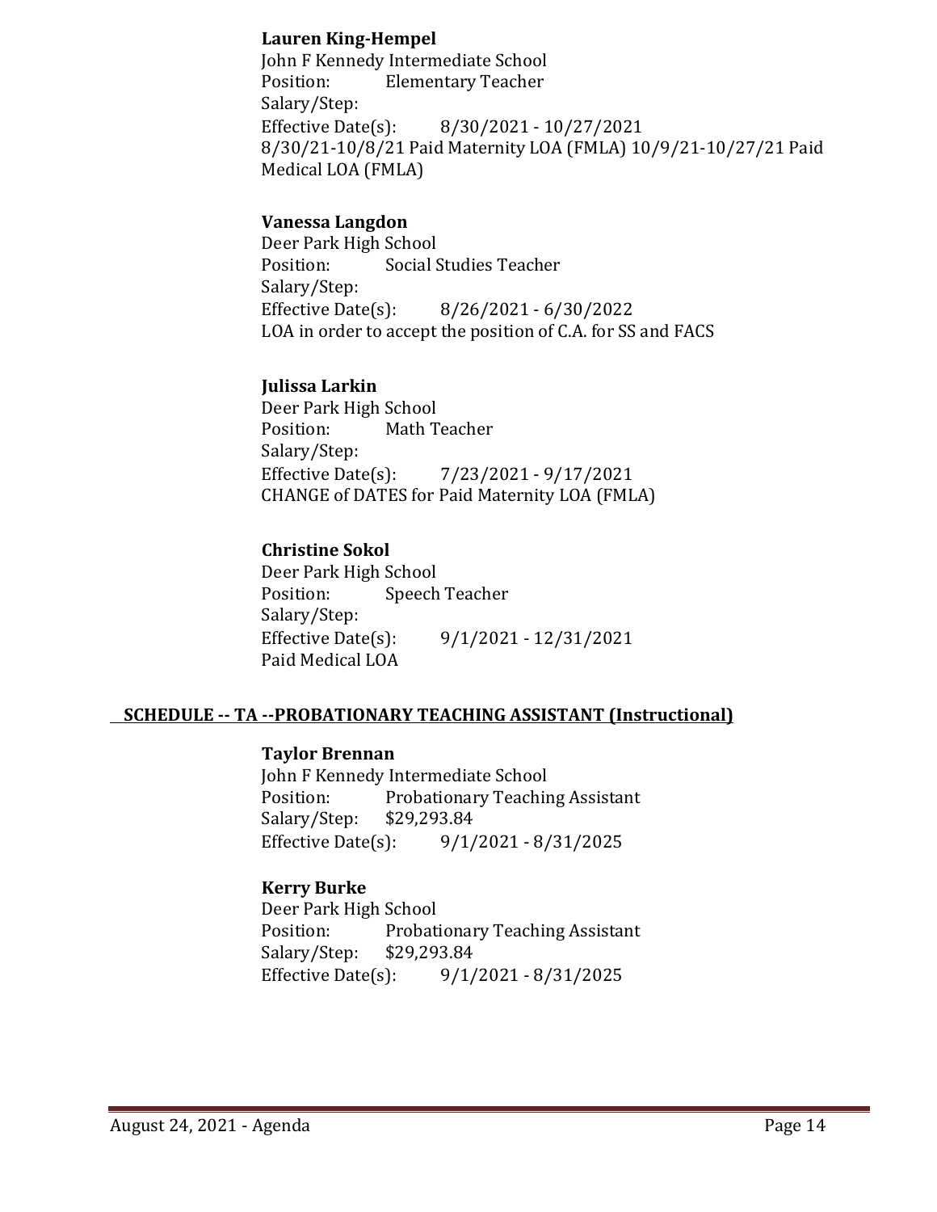**Lauren King-Hempel**
John F Kennedy Intermediate School
Position: Elementary Teacher
Salary/Step:
Effective Date(s): 8/30/2021 - 10/27/2021
8/30/21-10/8/21 Paid Maternity LOA (FMLA) 10/9/21-10/27/21 Paid Medical LOA (FMLA)

**Vanessa Langdon**
Deer Park High School
Position: Social Studies Teacher
Salary/Step:
Effective Date(s): 8/26/2021 - 6/30/2022
LOA in order to accept the position of C.A. for SS and FACS

**Julissa Larkin**
Deer Park High School
Position: Math Teacher
Salary/Step:
Effective Date(s): 7/23/2021 - 9/17/2021
CHANGE of DATES for Paid Maternity LOA (FMLA)

**Christine Sokol**
Deer Park High School
Position: Speech Teacher
Salary/Step:
Effective Date(s): 9/1/2021 - 12/31/2021
Paid Medical LOA

## SCHEDULE -- TA --PROBATIONARY TEACHING ASSISTANT (Instructional)

**Taylor Brennan**
John F Kennedy Intermediate School
Position: Probationary Teaching Assistant
Salary/Step: $29,293.84
Effective Date(s): 9/1/2021 - 8/31/2025

**Kerry Burke**
Deer Park High School
Position: Probationary Teaching Assistant
Salary/Step: $29,293.84
Effective Date(s): 9/1/2021 - 8/31/2025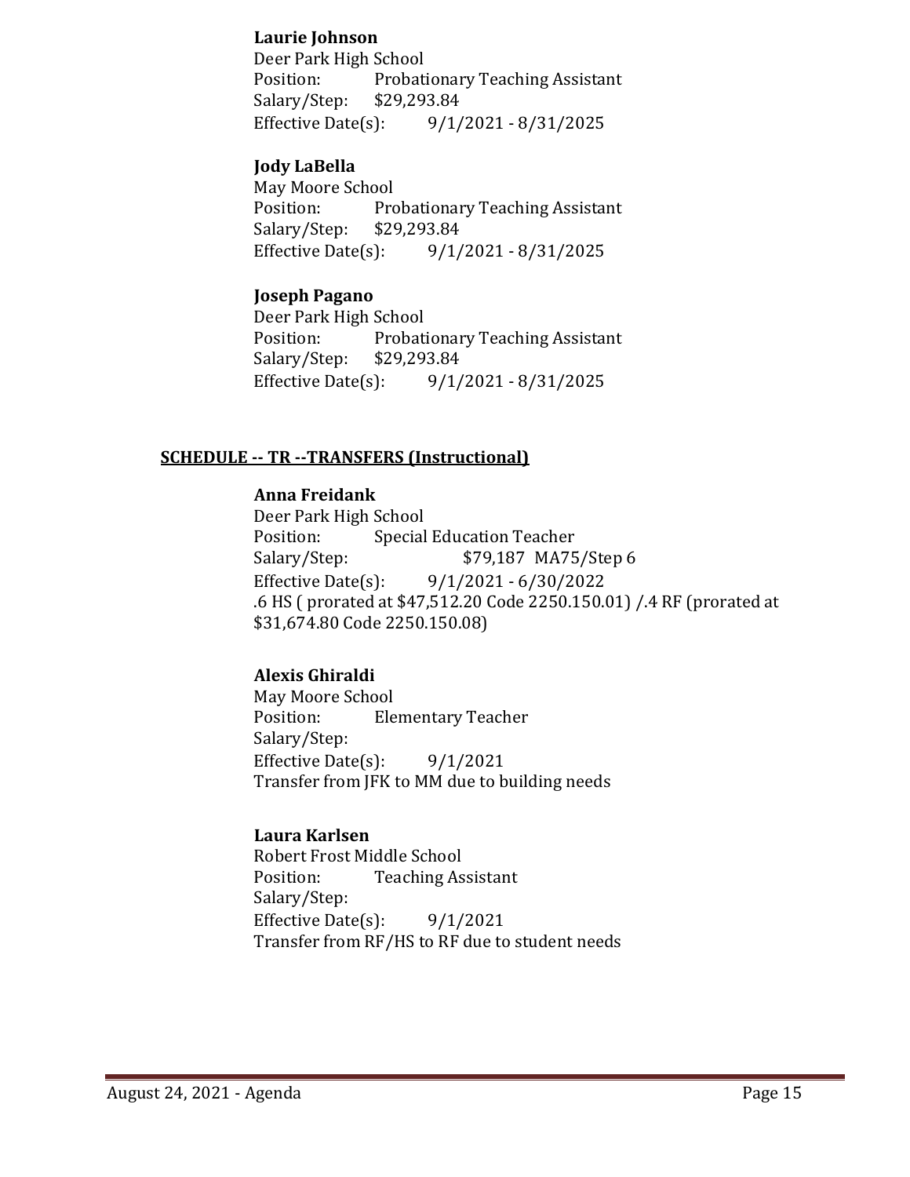**Laurie Johnson**
Deer Park High School
Position: Probationary Teaching Assistant
Salary/Step: $29,293.84
Effective Date(s): 9/1/2021 - 8/31/2025

**Jody LaBella**
May Moore School
Position: Probationary Teaching Assistant
Salary/Step: $29,293.84
Effective Date(s): 9/1/2021 - 8/31/2025

**Joseph Pagano**
Deer Park High School
Position: Probationary Teaching Assistant
Salary/Step: $29,293.84
Effective Date(s): 9/1/2021 - 8/31/2025

## SCHEDULE -- TR --TRANSFERS (Instructional)

**Anna Freidank**
Deer Park High School
Position: Special Education Teacher
Salary/Step: $79,187 MA75/Step 6
Effective Date(s): 9/1/2021 - 6/30/2022
.6 HS ( prorated at $47,512.20 Code 2250.150.01) /.4 RF (prorated at $31,674.80 Code 2250.150.08)

**Alexis Ghiraldi**
May Moore School
Position: Elementary Teacher
Salary/Step:
Effective Date(s): 9/1/2021
Transfer from JFK to MM due to building needs

**Laura Karlsen**
Robert Frost Middle School
Position: Teaching Assistant
Salary/Step:
Effective Date(s): 9/1/2021
Transfer from RF/HS to RF due to student needs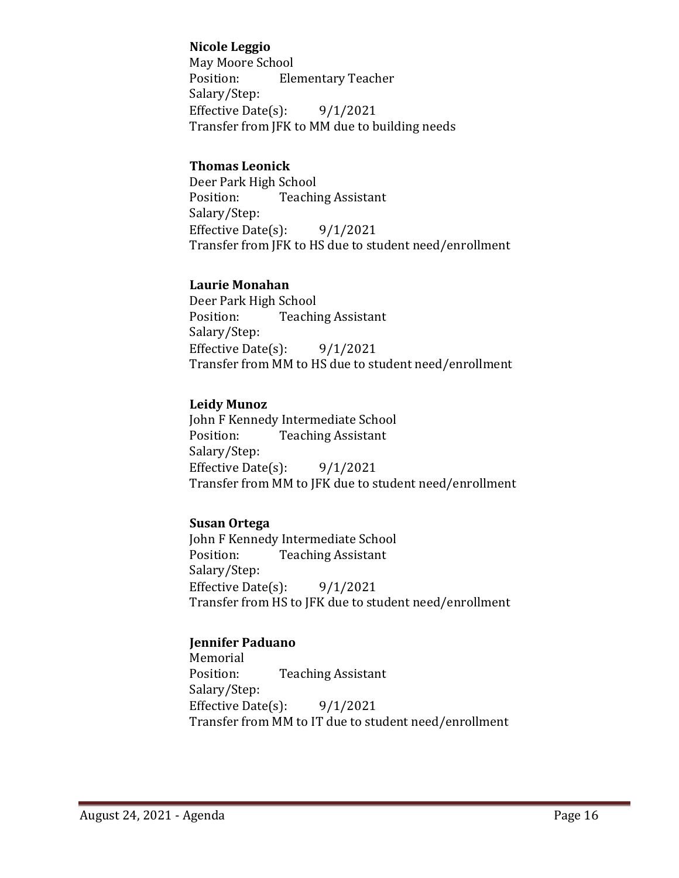**Nicole Leggio**
May Moore School
Position: Elementary Teacher
Salary/Step:
Effective Date(s): 9/1/2021
Transfer from JFK to MM due to building needs

**Thomas Leonick**
Deer Park High School
Position: Teaching Assistant
Salary/Step:
Effective Date(s): 9/1/2021
Transfer from JFK to HS due to student need/enrollment

**Laurie Monahan**
Deer Park High School
Position: Teaching Assistant
Salary/Step:
Effective Date(s): 9/1/2021
Transfer from MM to HS due to student need/enrollment

**Leidy Munoz**
John F Kennedy Intermediate School
Position: Teaching Assistant
Salary/Step:
Effective Date(s): 9/1/2021
Transfer from MM to JFK due to student need/enrollment

**Susan Ortega**
John F Kennedy Intermediate School
Position: Teaching Assistant
Salary/Step:
Effective Date(s): 9/1/2021
Transfer from HS to JFK due to student need/enrollment

**Jennifer Paduano**
Memorial
Position: Teaching Assistant
Salary/Step:
Effective Date(s): 9/1/2021
Transfer from MM to IT due to student need/enrollment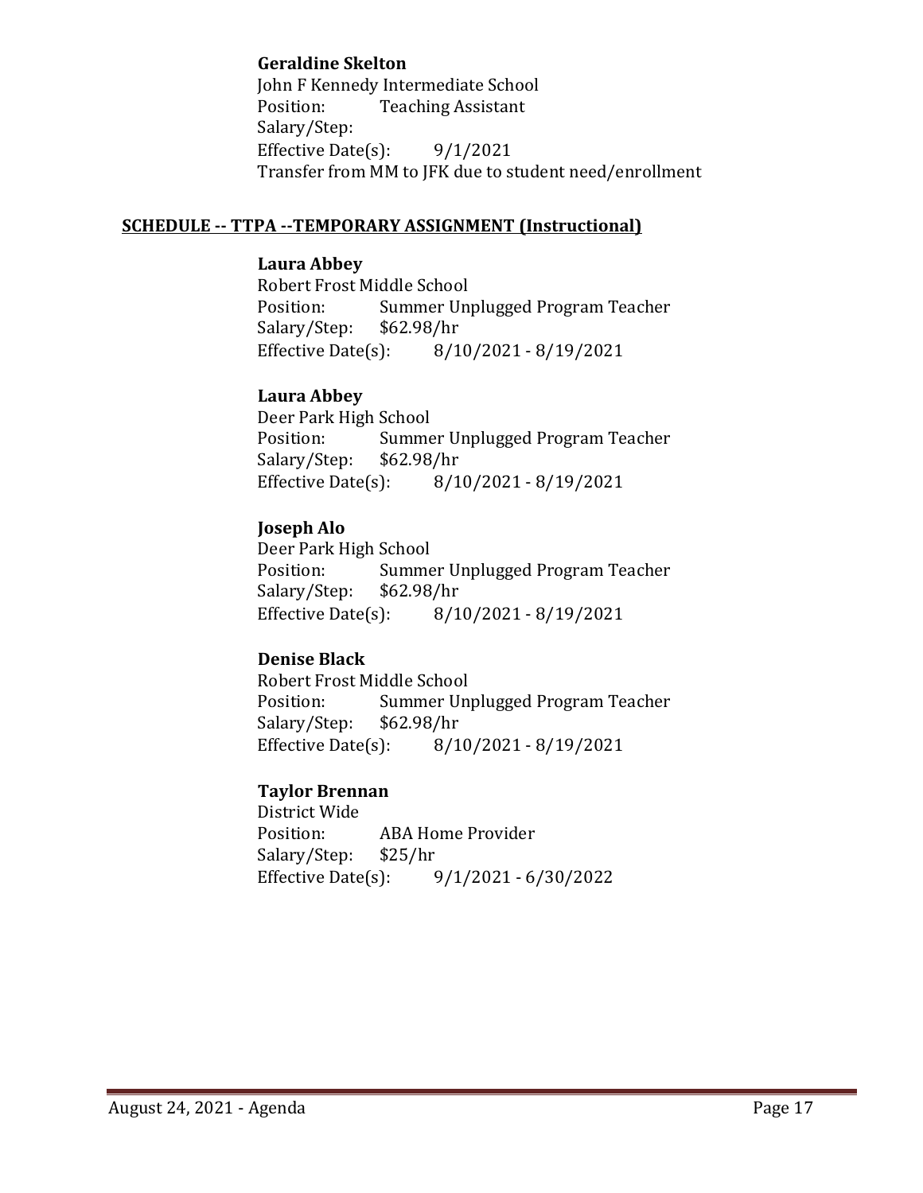**Geraldine Skelton**
John F Kennedy Intermediate School
Position: Teaching Assistant
Salary/Step:
Effective Date(s): 9/1/2021
Transfer from MM to JFK due to student need/enrollment

## SCHEDULE -- TTPA --TEMPORARY ASSIGNMENT (Instructional)

**Laura Abbey**
Robert Frost Middle School
Position: Summer Unplugged Program Teacher
Salary/Step: $62.98/hr
Effective Date(s): 8/10/2021 - 8/19/2021

**Laura Abbey**
Deer Park High School
Position: Summer Unplugged Program Teacher
Salary/Step: $62.98/hr
Effective Date(s): 8/10/2021 - 8/19/2021

**Joseph Alo**
Deer Park High School
Position: Summer Unplugged Program Teacher
Salary/Step: $62.98/hr
Effective Date(s): 8/10/2021 - 8/19/2021

**Denise Black**
Robert Frost Middle School
Position: Summer Unplugged Program Teacher
Salary/Step: $62.98/hr
Effective Date(s): 8/10/2021 - 8/19/2021

**Taylor Brennan**
District Wide
Position: ABA Home Provider
Salary/Step: $25/hr
Effective Date(s): 9/1/2021 - 6/30/2022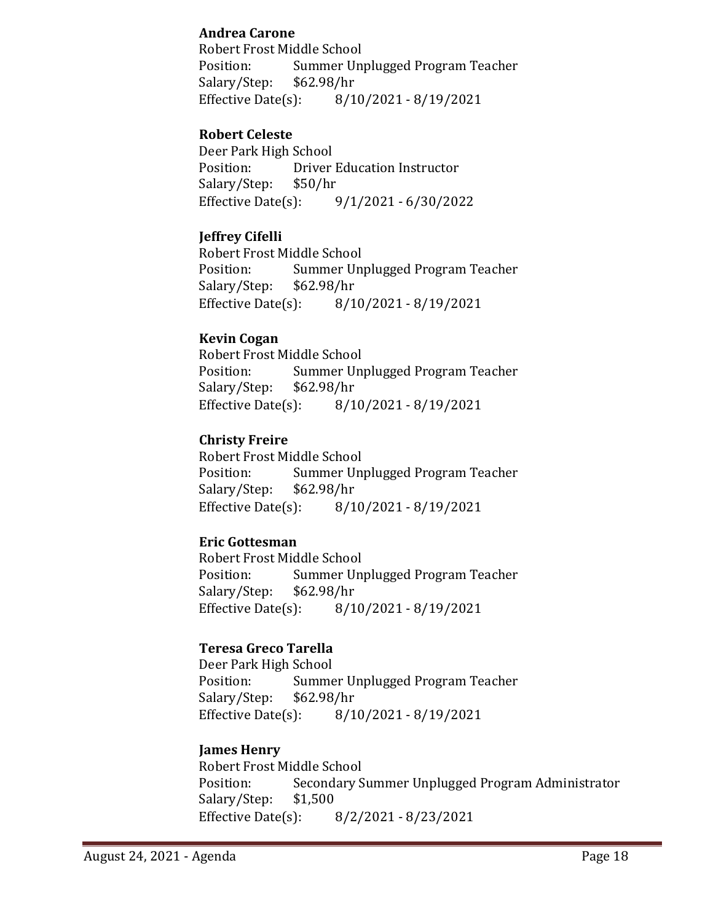**Andrea Carone**
Robert Frost Middle School
Position: Summer Unplugged Program Teacher
Salary/Step: $62.98/hr
Effective Date(s): 8/10/2021 - 8/19/2021

**Robert Celeste**
Deer Park High School
Position: Driver Education Instructor
Salary/Step: $50/hr
Effective Date(s): 9/1/2021 - 6/30/2022

**Jeffrey Cifelli**
Robert Frost Middle School
Position: Summer Unplugged Program Teacher
Salary/Step: $62.98/hr
Effective Date(s): 8/10/2021 - 8/19/2021

**Kevin Cogan**
Robert Frost Middle School
Position: Summer Unplugged Program Teacher
Salary/Step: $62.98/hr
Effective Date(s): 8/10/2021 - 8/19/2021

**Christy Freire**
Robert Frost Middle School
Position: Summer Unplugged Program Teacher
Salary/Step: $62.98/hr
Effective Date(s): 8/10/2021 - 8/19/2021

**Eric Gottesman**
Robert Frost Middle School
Position: Summer Unplugged Program Teacher
Salary/Step: $62.98/hr
Effective Date(s): 8/10/2021 - 8/19/2021

**Teresa Greco Tarella**
Deer Park High School
Position: Summer Unplugged Program Teacher
Salary/Step: $62.98/hr
Effective Date(s): 8/10/2021 - 8/19/2021

**James Henry**
Robert Frost Middle School
Position: Secondary Summer Unplugged Program Administrator
Salary/Step: $1,500
Effective Date(s): 8/2/2021 - 8/23/2021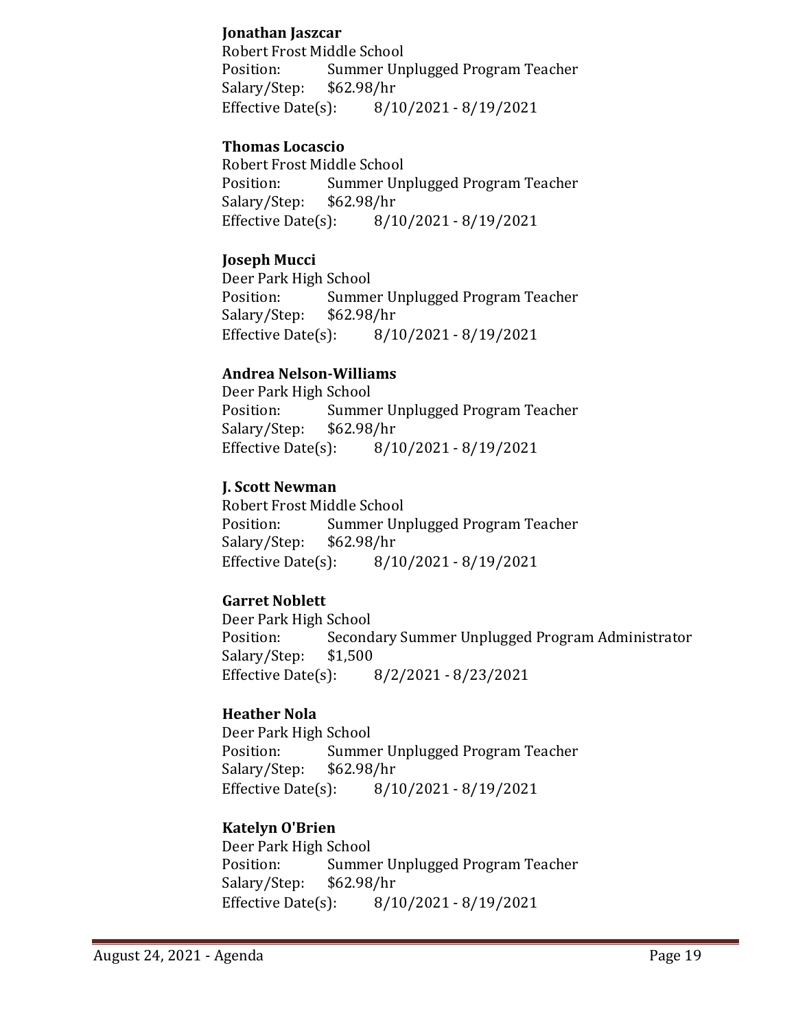**Jonathan Jaszcar**
Robert Frost Middle School
Position: Summer Unplugged Program Teacher
Salary/Step: $62.98/hr
Effective Date(s): 8/10/2021 - 8/19/2021

**Thomas Locascio**
Robert Frost Middle School
Position: Summer Unplugged Program Teacher
Salary/Step: $62.98/hr
Effective Date(s): 8/10/2021 - 8/19/2021

**Joseph Mucci**
Deer Park High School
Position: Summer Unplugged Program Teacher
Salary/Step: $62.98/hr
Effective Date(s): 8/10/2021 - 8/19/2021

**Andrea Nelson-Williams**
Deer Park High School
Position: Summer Unplugged Program Teacher
Salary/Step: $62.98/hr
Effective Date(s): 8/10/2021 - 8/19/2021

**J. Scott Newman**
Robert Frost Middle School
Position: Summer Unplugged Program Teacher
Salary/Step: $62.98/hr
Effective Date(s): 8/10/2021 - 8/19/2021

**Garret Noblett**
Deer Park High School
Position: Secondary Summer Unplugged Program Administrator
Salary/Step: $1,500
Effective Date(s): 8/2/2021 - 8/23/2021

**Heather Nola**
Deer Park High School
Position: Summer Unplugged Program Teacher
Salary/Step: $62.98/hr
Effective Date(s): 8/10/2021 - 8/19/2021

**Katelyn O'Brien**
Deer Park High School
Position: Summer Unplugged Program Teacher
Salary/Step: $62.98/hr
Effective Date(s): 8/10/2021 - 8/19/2021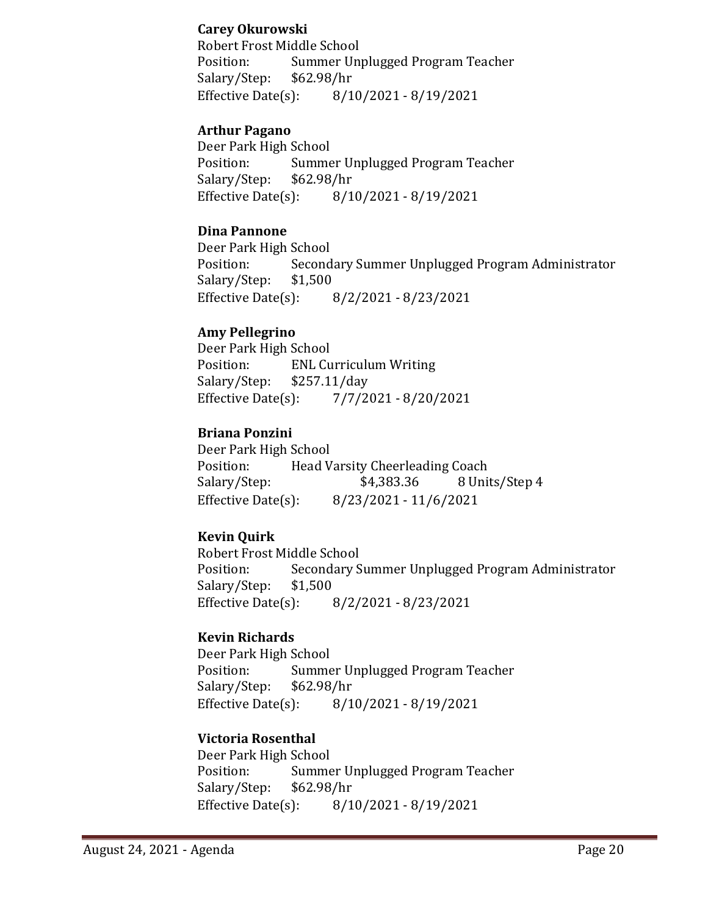**Carey Okurowski**
Robert Frost Middle School
Position: Summer Unplugged Program Teacher
Salary/Step: $62.98/hr
Effective Date(s): 8/10/2021 - 8/19/2021

**Arthur Pagano**
Deer Park High School
Position: Summer Unplugged Program Teacher
Salary/Step: $62.98/hr
Effective Date(s): 8/10/2021 - 8/19/2021

**Dina Pannone**
Deer Park High School
Position: Secondary Summer Unplugged Program Administrator
Salary/Step: $1,500
Effective Date(s): 8/2/2021 - 8/23/2021

**Amy Pellegrino**
Deer Park High School
Position: ENL Curriculum Writing
Salary/Step: $257.11/day
Effective Date(s): 7/7/2021 - 8/20/2021

**Briana Ponzini**
Deer Park High School
Position: Head Varsity Cheerleading Coach
Salary/Step: $4,383.36 8 Units/Step 4
Effective Date(s): 8/23/2021 - 11/6/2021

**Kevin Quirk**
Robert Frost Middle School
Position: Secondary Summer Unplugged Program Administrator
Salary/Step: $1,500
Effective Date(s): 8/2/2021 - 8/23/2021

**Kevin Richards**
Deer Park High School
Position: Summer Unplugged Program Teacher
Salary/Step: $62.98/hr
Effective Date(s): 8/10/2021 - 8/19/2021

**Victoria Rosenthal**
Deer Park High School
Position: Summer Unplugged Program Teacher
Salary/Step: $62.98/hr
Effective Date(s): 8/10/2021 - 8/19/2021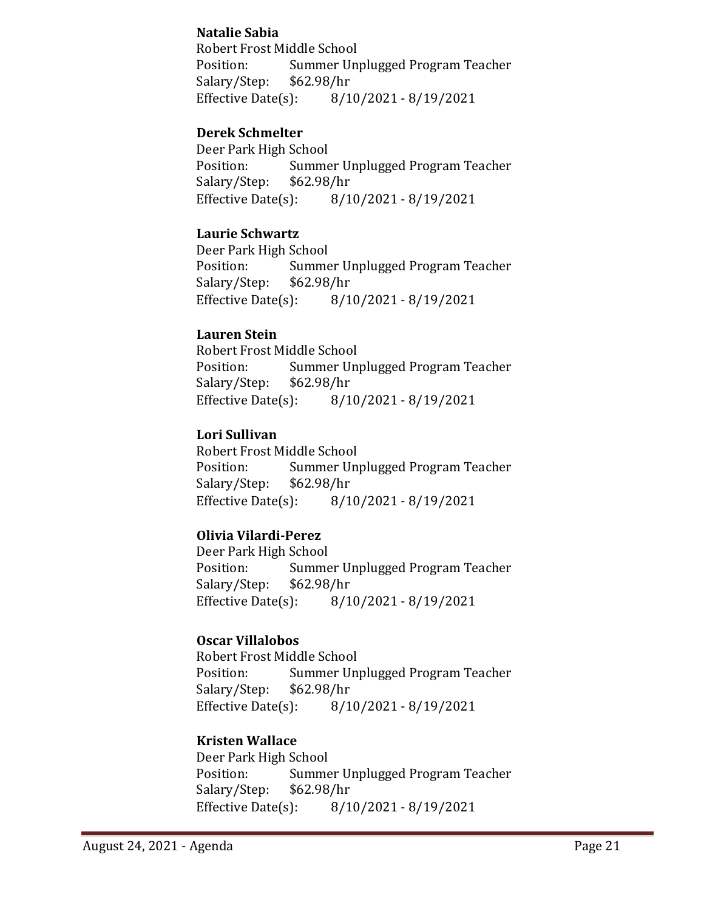**Natalie Sabia**
Robert Frost Middle School
Position: Summer Unplugged Program Teacher
Salary/Step: $62.98/hr
Effective Date(s): 8/10/2021 - 8/19/2021

**Derek Schmelter**
Deer Park High School
Position: Summer Unplugged Program Teacher
Salary/Step: $62.98/hr
Effective Date(s): 8/10/2021 - 8/19/2021

**Laurie Schwartz**
Deer Park High School
Position: Summer Unplugged Program Teacher
Salary/Step: $62.98/hr
Effective Date(s): 8/10/2021 - 8/19/2021

**Lauren Stein**
Robert Frost Middle School
Position: Summer Unplugged Program Teacher
Salary/Step: $62.98/hr
Effective Date(s): 8/10/2021 - 8/19/2021

**Lori Sullivan**
Robert Frost Middle School
Position: Summer Unplugged Program Teacher
Salary/Step: $62.98/hr
Effective Date(s): 8/10/2021 - 8/19/2021

**Olivia Vilardi-Perez**
Deer Park High School
Position: Summer Unplugged Program Teacher
Salary/Step: $62.98/hr
Effective Date(s): 8/10/2021 - 8/19/2021

**Oscar Villalobos**
Robert Frost Middle School
Position: Summer Unplugged Program Teacher
Salary/Step: $62.98/hr
Effective Date(s): 8/10/2021 - 8/19/2021

**Kristen Wallace**
Deer Park High School
Position: Summer Unplugged Program Teacher
Salary/Step: $62.98/hr
Effective Date(s): 8/10/2021 - 8/19/2021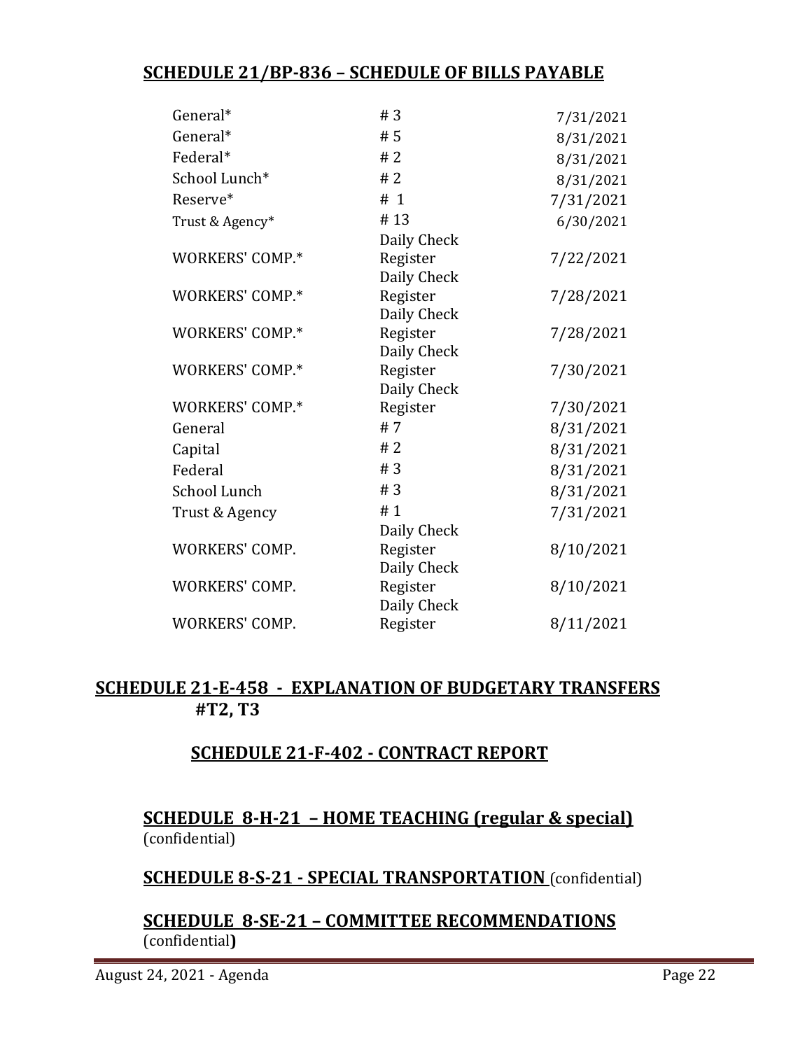## SCHEDULE 21/BP-836 – SCHEDULE OF BILLS PAYABLE

| | | |
|---|---|---|
| General* | # 3 | 7/31/2021 |
| General* | # 5 | 8/31/2021 |
| Federal* | # 2 | 8/31/2021 |
| School Lunch* | # 2 | 8/31/2021 |
| Reserve* | # 1 | 7/31/2021 |
| Trust & Agency* | # 13 | 6/30/2021 |
| WORKERS' COMP.* | Daily Check Register | 7/22/2021 |
| WORKERS' COMP.* | Daily Check Register | 7/28/2021 |
| WORKERS' COMP.* | Daily Check Register | 7/28/2021 |
| WORKERS' COMP.* | Daily Check Register | 7/30/2021 |
| WORKERS' COMP.* | Daily Check Register | 7/30/2021 |
| General | # 7 | 8/31/2021 |
| Capital | # 2 | 8/31/2021 |
| Federal | # 3 | 8/31/2021 |
| School Lunch | # 3 | 8/31/2021 |
| Trust & Agency | # 1 | 7/31/2021 |
| WORKERS' COMP. | Daily Check Register | 8/10/2021 |
| WORKERS' COMP. | Daily Check Register | 8/10/2021 |
| WORKERS' COMP. | Daily Check Register | 8/11/2021 |

## SCHEDULE 21-E-458 - EXPLANATION OF BUDGETARY TRANSFERS #T2, T3

## SCHEDULE 21-F-402 - CONTRACT REPORT

## SCHEDULE 8-H-21 – HOME TEACHING (regular & special)
(confidential)

## SCHEDULE 8-S-21 - SPECIAL TRANSPORTATION (confidential)

## SCHEDULE 8-SE-21 – COMMITTEE RECOMMENDATIONS
(confidential**)**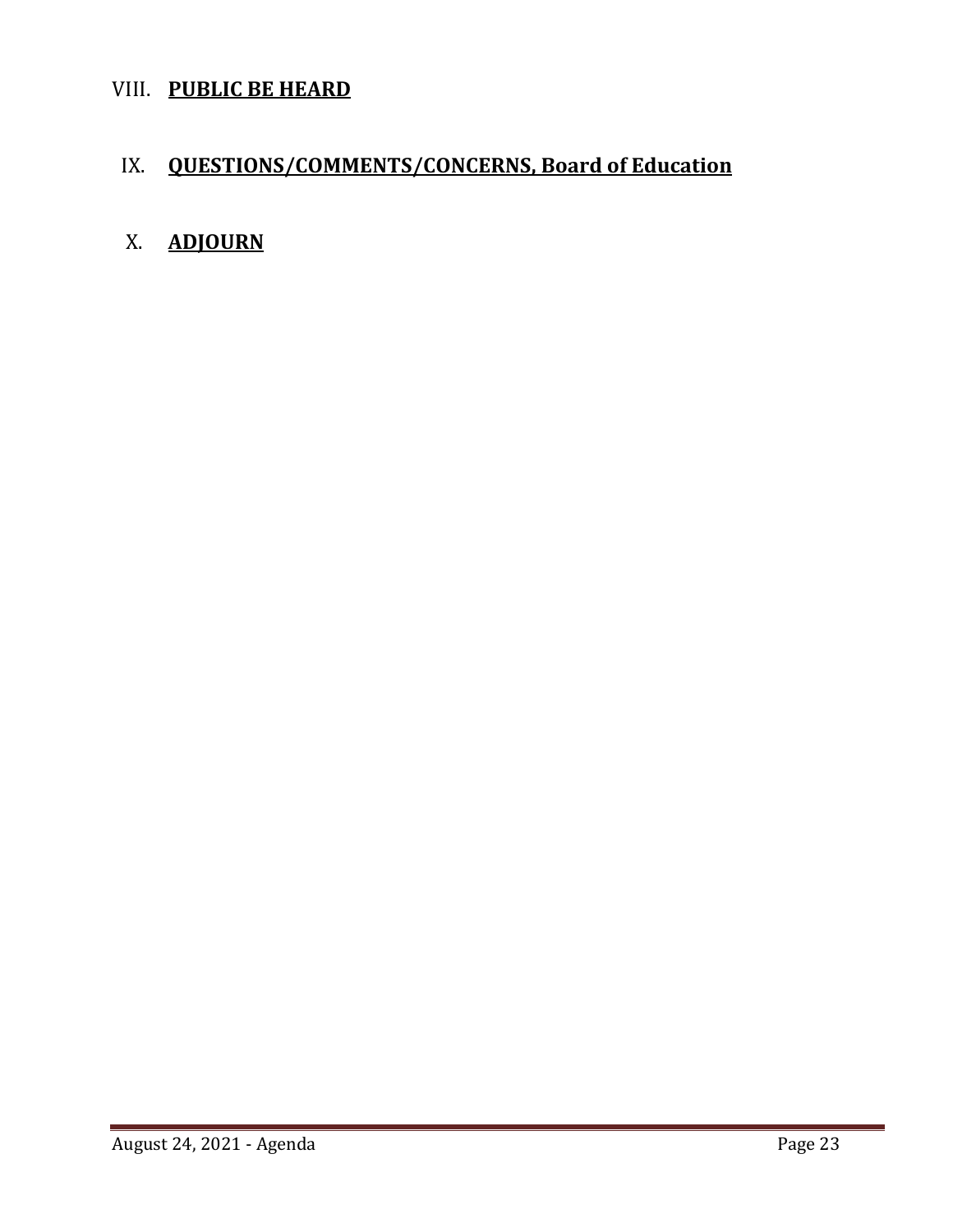## VIII. **PUBLIC BE HEARD**

## IX. **QUESTIONS/COMMENTS/CONCERNS, Board of Education**

## X. **ADJOURN**